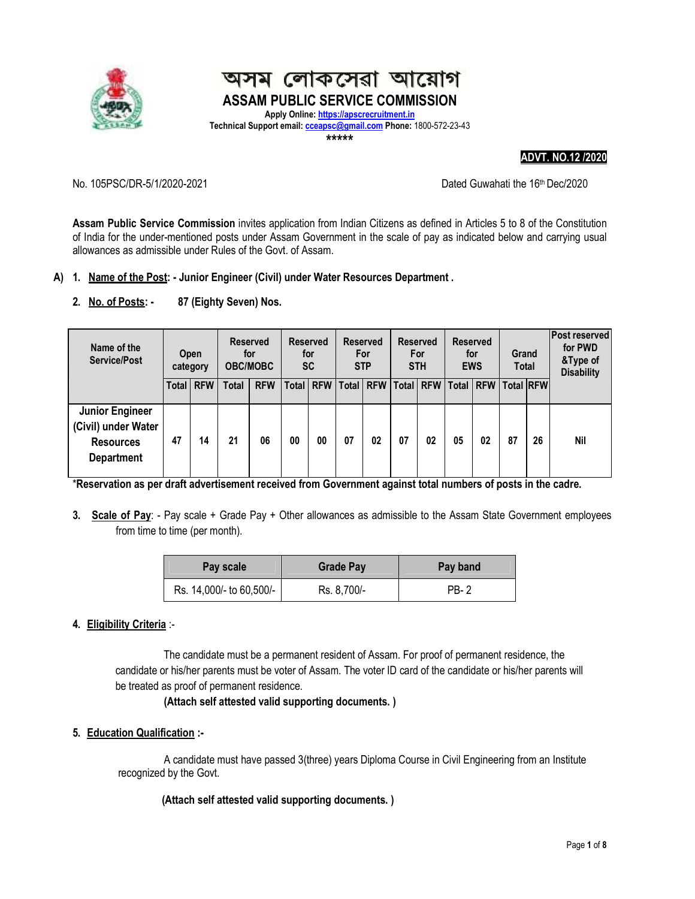# অসম লোকসেৱা আয়োগ

# ASSAM PUBLIC SERVICE COMMISSION

**Apply Online: https://apscrecruitment.in**
**Technical Support email: cceapsc@gmail.com Phone:** 1800-572-23-43

*****

**ADVT. NO.12 /2020**

No. 105PSC/DR-5/1/2020-2021 Dated Guwahati the 16th Dec/2020

**Assam Public Service Commission** invites application from Indian Citizens as defined in Articles 5 to 8 of the Constitution of India for the under-mentioned posts under Assam Government in the scale of pay as indicated below and carrying usual allowances as admissible under Rules of the Govt. of Assam.

**A) 1. Name of the Post: - Junior Engineer (Civil) under Water Resources Department .**

**2. No. of Posts: - 87 (Eighty Seven) Nos.**

| Name of the Service/Post | Open category | | Reserved for OBC/MOBC | | Reserved for SC | | Reserved For STP | | Reserved For STH | | Reserved for EWS | | Grand Total | | Post reserved for PWD &Type of Disability |
|---|---|---|---|---|---|---|---|---|---|---|---|---|---|---|---|
| | Total | RFW | Total | RFW | Total | RFW | Total | RFW | Total | RFW | Total | RFW | Total | RFW | |
| **Junior Engineer (Civil) under Water Resources Department** | 47 | 14 | 21 | 06 | 00 | 00 | 07 | 02 | 07 | 02 | 05 | 02 | 87 | 26 | Nil |

***Reservation as per draft advertisement received from Government against total numbers of posts in the cadre.**

**3. Scale of Pay**: - Pay scale + Grade Pay + Other allowances as admissible to the Assam State Government employees from time to time (per month).

| Pay scale | Grade Pay | Pay band |
|---|---|---|
| Rs. 14,000/- to 60,500/- | Rs. 8,700/- | PB- 2 |

**4. Eligibility Criteria** :-

The candidate must be a permanent resident of Assam. For proof of permanent residence, the candidate or his/her parents must be voter of Assam. The voter ID card of the candidate or his/her parents will be treated as proof of permanent residence.

**(Attach self attested valid supporting documents. )**

**5. Education Qualification :-**

A candidate must have passed 3(three) years Diploma Course in Civil Engineering from an Institute recognized by the Govt.

**(Attach self attested valid supporting documents. )**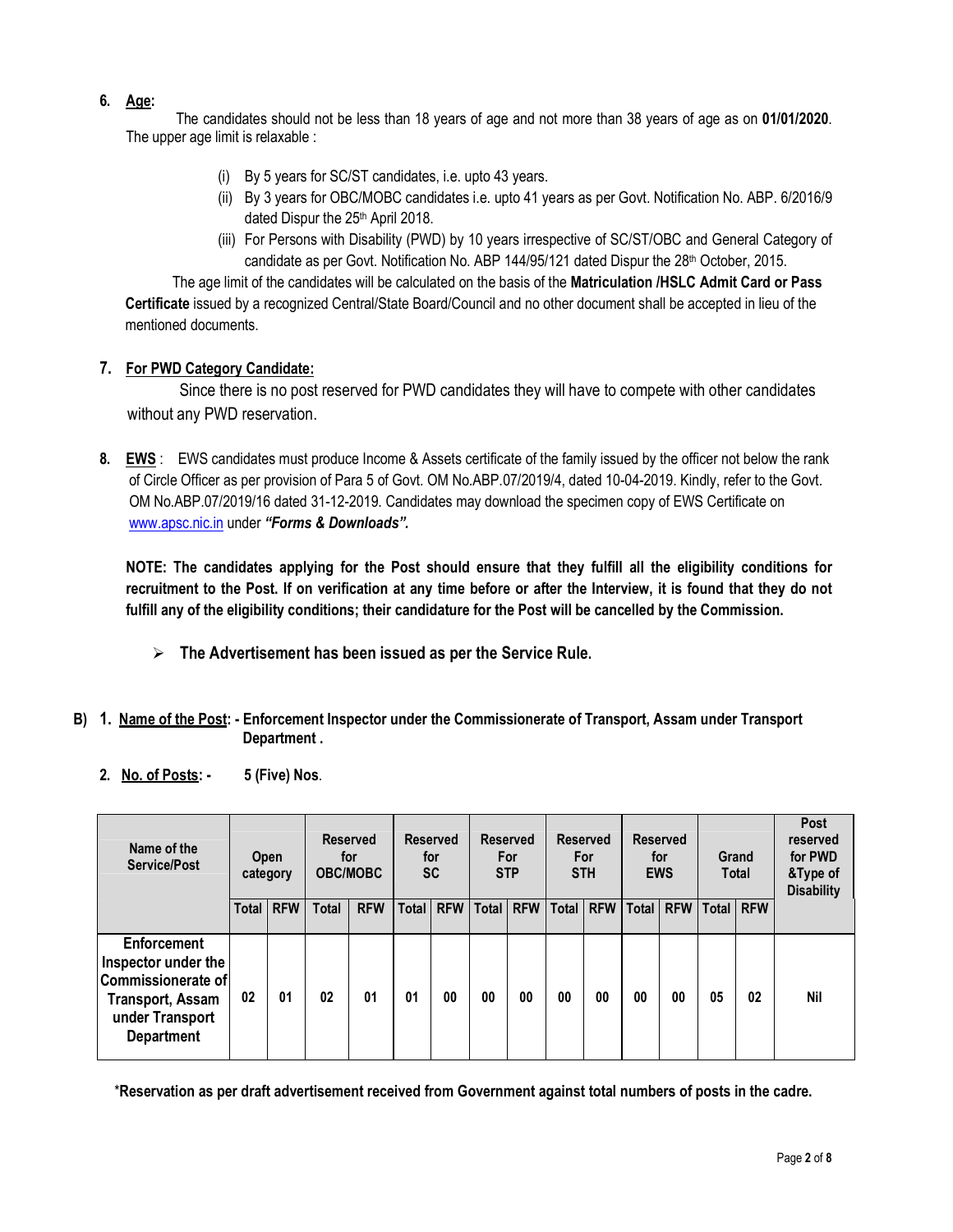6. **Age:**

The candidates should not be less than 18 years of age and not more than 38 years of age as on **01/01/2020**. The upper age limit is relaxable :

(i) By 5 years for SC/ST candidates, i.e. upto 43 years.

(ii) By 3 years for OBC/MOBC candidates i.e. upto 41 years as per Govt. Notification No. ABP. 6/2016/9 dated Dispur the 25th April 2018.

(iii) For Persons with Disability (PWD) by 10 years irrespective of SC/ST/OBC and General Category of candidate as per Govt. Notification No. ABP 144/95/121 dated Dispur the 28th October, 2015.

The age limit of the candidates will be calculated on the basis of the **Matriculation /HSLC Admit Card or Pass Certificate** issued by a recognized Central/State Board/Council and no other document shall be accepted in lieu of the mentioned documents.

7. **For PWD Category Candidate:**

Since there is no post reserved for PWD candidates they will have to compete with other candidates without any PWD reservation.

8. **EWS** : EWS candidates must produce Income & Assets certificate of the family issued by the officer not below the rank of Circle Officer as per provision of Para 5 of Govt. OM No.ABP.07/2019/4, dated 10-04-2019. Kindly, refer to the Govt. OM No.ABP.07/2019/16 dated 31-12-2019. Candidates may download the specimen copy of EWS Certificate on www.apsc.nic.in under ***"Forms & Downloads".***

**NOTE: The candidates applying for the Post should ensure that they fulfill all the eligibility conditions for recruitment to the Post. If on verification at any time before or after the Interview, it is found that they do not fulfill any of the eligibility conditions; their candidature for the Post will be cancelled by the Commission.**

- **The Advertisement has been issued as per the Service Rule.**

**B) 1. Name of the Post: - Enforcement Inspector under the Commissionerate of Transport, Assam under Transport Department .**

**2. No. of Posts: - 5 (Five) Nos**.

| Name of the Service/Post | Open category | | Reserved for OBC/MOBC | | Reserved for SC | | Reserved For STP | | Reserved For STH | | Reserved for EWS | | Grand Total | | Post reserved for PWD &Type of Disability |
|---|---|---|---|---|---|---|---|---|---|---|---|---|---|---|---|
| | Total | RFW | Total | RFW | Total | RFW | Total | RFW | Total | RFW | Total | RFW | Total | RFW | |
| Enforcement Inspector under the Commissionerate of Transport, Assam under Transport Department | 02 | 01 | 02 | 01 | 01 | 00 | 00 | 00 | 00 | 00 | 00 | 00 | 05 | 02 | Nil |

**\*Reservation as per draft advertisement received from Government against total numbers of posts in the cadre.**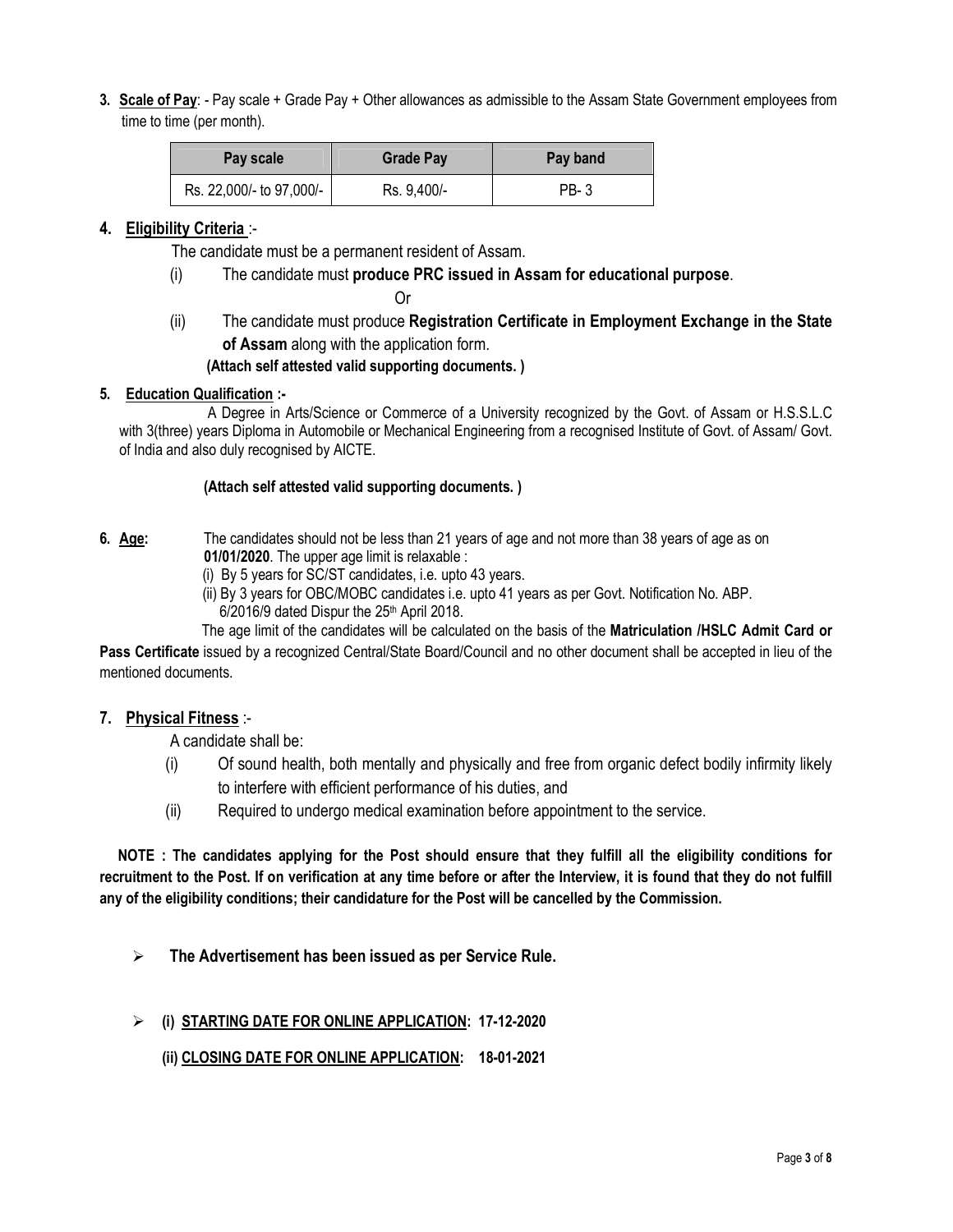**3. Scale of Pay**: - Pay scale + Grade Pay + Other allowances as admissible to the Assam State Government employees from time to time (per month).

| Pay scale | Grade Pay | Pay band |
| --- | --- | --- |
| Rs. 22,000/- to 97,000/- | Rs. 9,400/- | PB- 3 |

**4. Eligibility Criteria** :-

The candidate must be a permanent resident of Assam.

(i) The candidate must **produce PRC issued in Assam for educational purpose**.

Or

(ii) The candidate must produce **Registration Certificate in Employment Exchange in the State of Assam** along with the application form.

**(Attach self attested valid supporting documents. )**

**5. Education Qualification :-**

A Degree in Arts/Science or Commerce of a University recognized by the Govt. of Assam or H.S.S.L.C with 3(three) years Diploma in Automobile or Mechanical Engineering from a recognised Institute of Govt. of Assam/ Govt. of India and also duly recognised by AICTE.

**(Attach self attested valid supporting documents. )**

**6. Age:** The candidates should not be less than 21 years of age and not more than 38 years of age as on **01/01/2020**. The upper age limit is relaxable :

(i) By 5 years for SC/ST candidates, i.e. upto 43 years.

(ii) By 3 years for OBC/MOBC candidates i.e. upto 41 years as per Govt. Notification No. ABP. 6/2016/9 dated Dispur the 25th April 2018.

The age limit of the candidates will be calculated on the basis of the **Matriculation /HSLC Admit Card or Pass Certificate** issued by a recognized Central/State Board/Council and no other document shall be accepted in lieu of the mentioned documents.

**7. Physical Fitness** :-

A candidate shall be:

(i) Of sound health, both mentally and physically and free from organic defect bodily infirmity likely to interfere with efficient performance of his duties, and

(ii) Required to undergo medical examination before appointment to the service.

**NOTE : The candidates applying for the Post should ensure that they fulfill all the eligibility conditions for recruitment to the Post. If on verification at any time before or after the Interview, it is found that they do not fulfill any of the eligibility conditions; their candidature for the Post will be cancelled by the Commission.**

- **The Advertisement has been issued as per Service Rule.**

- **(i) STARTING DATE FOR ONLINE APPLICATION: 17-12-2020**

  **(ii) CLOSING DATE FOR ONLINE APPLICATION: 18-01-2021**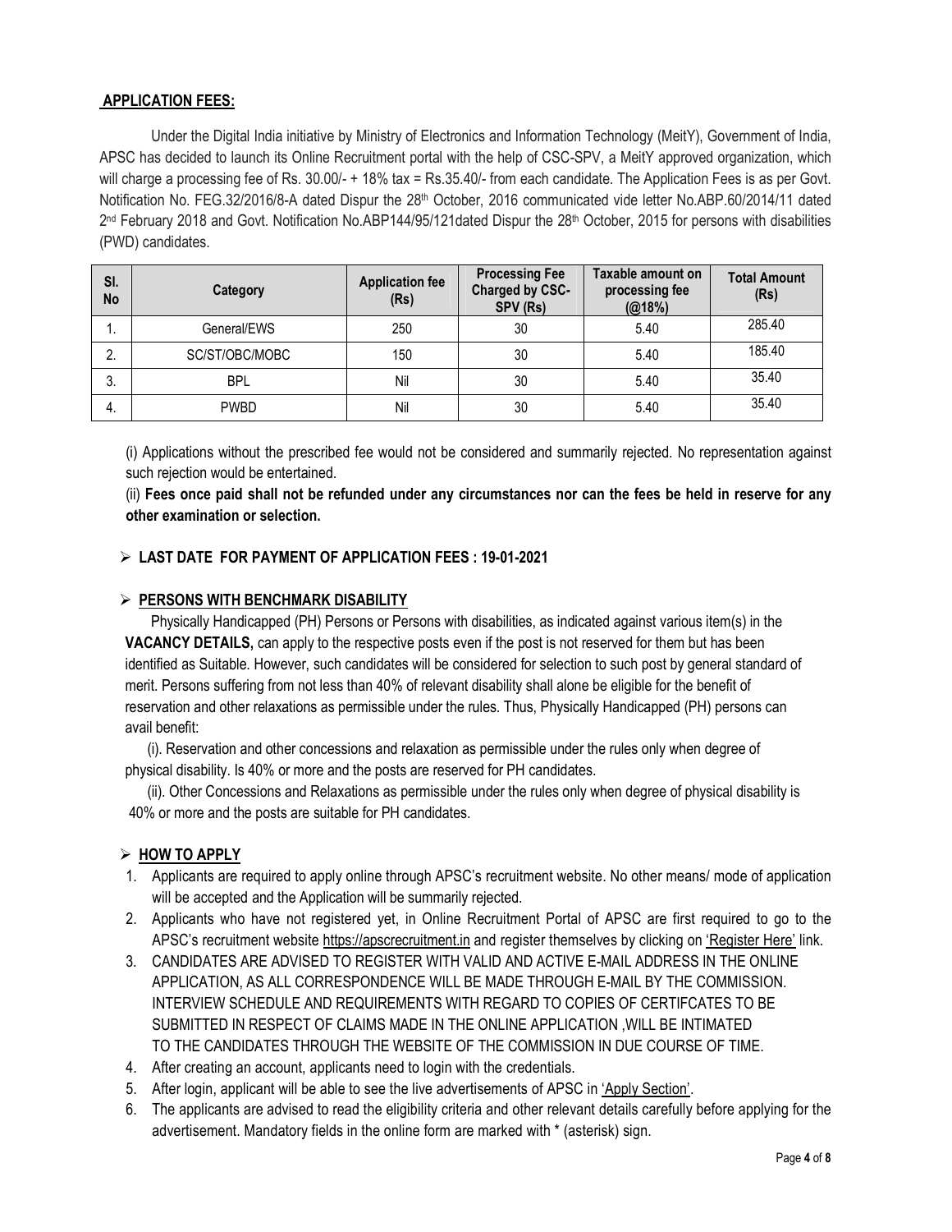## APPLICATION FEES:

Under the Digital India initiative by Ministry of Electronics and Information Technology (MeitY), Government of India, APSC has decided to launch its Online Recruitment portal with the help of CSC-SPV, a MeitY approved organization, which will charge a processing fee of Rs. 30.00/- + 18% tax = Rs.35.40/- from each candidate. The Application Fees is as per Govt. Notification No. FEG.32/2016/8-A dated Dispur the 28th October, 2016 communicated vide letter No.ABP.60/2014/11 dated 2nd February 2018 and Govt. Notification No.ABP144/95/121dated Dispur the 28th October, 2015 for persons with disabilities (PWD) candidates.

| Sl. No | Category | Application fee (Rs) | Processing Fee Charged by CSC-SPV (Rs) | Taxable amount on processing fee (@18%) | Total Amount (Rs) |
|---|---|---|---|---|---|
| 1. | General/EWS | 250 | 30 | 5.40 | 285.40 |
| 2. | SC/ST/OBC/MOBC | 150 | 30 | 5.40 | 185.40 |
| 3. | BPL | Nil | 30 | 5.40 | 35.40 |
| 4. | PWBD | Nil | 30 | 5.40 | 35.40 |

(i) Applications without the prescribed fee would not be considered and summarily rejected. No representation against such rejection would be entertained.

(ii) **Fees once paid shall not be refunded under any circumstances nor can the fees be held in reserve for any other examination or selection.**

- **LAST DATE FOR PAYMENT OF APPLICATION FEES : 19-01-2021**

- **PERSONS WITH BENCHMARK DISABILITY**

Physically Handicapped (PH) Persons or Persons with disabilities, as indicated against various item(s) in the **VACANCY DETAILS,** can apply to the respective posts even if the post is not reserved for them but has been identified as Suitable. However, such candidates will be considered for selection to such post by general standard of merit. Persons suffering from not less than 40% of relevant disability shall alone be eligible for the benefit of reservation and other relaxations as permissible under the rules. Thus, Physically Handicapped (PH) persons can avail benefit:

(i). Reservation and other concessions and relaxation as permissible under the rules only when degree of physical disability. Is 40% or more and the posts are reserved for PH candidates.

(ii). Other Concessions and Relaxations as permissible under the rules only when degree of physical disability is 40% or more and the posts are suitable for PH candidates.

- **HOW TO APPLY**

1. Applicants are required to apply online through APSC's recruitment website. No other means/ mode of application will be accepted and the Application will be summarily rejected.
2. Applicants who have not registered yet, in Online Recruitment Portal of APSC are first required to go to the APSC's recruitment website https://apscrecruitment.in and register themselves by clicking on 'Register Here' link.
3. CANDIDATES ARE ADVISED TO REGISTER WITH VALID AND ACTIVE E-MAIL ADDRESS IN THE ONLINE APPLICATION, AS ALL CORRESPONDENCE WILL BE MADE THROUGH E-MAIL BY THE COMMISSION. INTERVIEW SCHEDULE AND REQUIREMENTS WITH REGARD TO COPIES OF CERTIFCATES TO BE SUBMITTED IN RESPECT OF CLAIMS MADE IN THE ONLINE APPLICATION ,WILL BE INTIMATED TO THE CANDIDATES THROUGH THE WEBSITE OF THE COMMISSION IN DUE COURSE OF TIME.
4. After creating an account, applicants need to login with the credentials.
5. After login, applicant will be able to see the live advertisements of APSC in 'Apply Section'.
6. The applicants are advised to read the eligibility criteria and other relevant details carefully before applying for the advertisement. Mandatory fields in the online form are marked with * (asterisk) sign.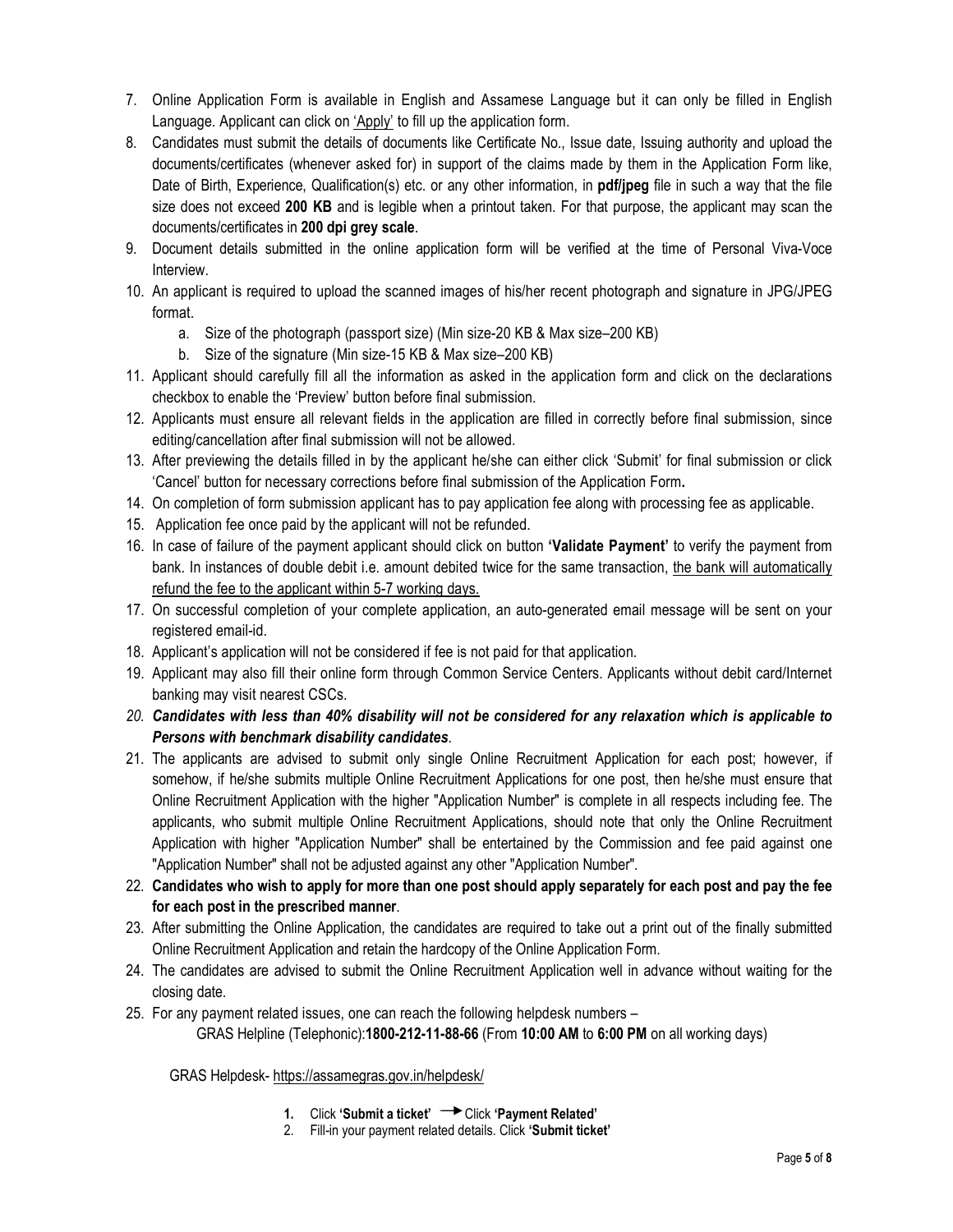7. Online Application Form is available in English and Assamese Language but it can only be filled in English Language. Applicant can click on 'Apply' to fill up the application form.
8. Candidates must submit the details of documents like Certificate No., Issue date, Issuing authority and upload the documents/certificates (whenever asked for) in support of the claims made by them in the Application Form like, Date of Birth, Experience, Qualification(s) etc. or any other information, in **pdf/jpeg** file in such a way that the file size does not exceed **200 KB** and is legible when a printout taken. For that purpose, the applicant may scan the documents/certificates in **200 dpi grey scale**.
9. Document details submitted in the online application form will be verified at the time of Personal Viva-Voce Interview.
10. An applicant is required to upload the scanned images of his/her recent photograph and signature in JPG/JPEG format.
    a. Size of the photograph (passport size) (Min size-20 KB & Max size–200 KB)
    b. Size of the signature (Min size-15 KB & Max size–200 KB)
11. Applicant should carefully fill all the information as asked in the application form and click on the declarations checkbox to enable the 'Preview' button before final submission.
12. Applicants must ensure all relevant fields in the application are filled in correctly before final submission, since editing/cancellation after final submission will not be allowed.
13. After previewing the details filled in by the applicant he/she can either click 'Submit' for final submission or click 'Cancel' button for necessary corrections before final submission of the Application Form**.**
14. On completion of form submission applicant has to pay application fee along with processing fee as applicable.
15. Application fee once paid by the applicant will not be refunded.
16. In case of failure of the payment applicant should click on button **'Validate Payment'** to verify the payment from bank. In instances of double debit i.e. amount debited twice for the same transaction, the bank will automatically refund the fee to the applicant within 5-7 working days.
17. On successful completion of your complete application, an auto-generated email message will be sent on your registered email-id.
18. Applicant's application will not be considered if fee is not paid for that application.
19. Applicant may also fill their online form through Common Service Centers. Applicants without debit card/Internet banking may visit nearest CSCs.
20. ***Candidates with less than 40% disability will not be considered for any relaxation which is applicable to Persons with benchmark disability candidates***.
21. The applicants are advised to submit only single Online Recruitment Application for each post; however, if somehow, if he/she submits multiple Online Recruitment Applications for one post, then he/she must ensure that Online Recruitment Application with the higher "Application Number" is complete in all respects including fee. The applicants, who submit multiple Online Recruitment Applications, should note that only the Online Recruitment Application with higher "Application Number" shall be entertained by the Commission and fee paid against one "Application Number" shall not be adjusted against any other "Application Number".
22. **Candidates who wish to apply for more than one post should apply separately for each post and pay the fee for each post in the prescribed manner**.
23. After submitting the Online Application, the candidates are required to take out a print out of the finally submitted Online Recruitment Application and retain the hardcopy of the Online Application Form.
24. The candidates are advised to submit the Online Recruitment Application well in advance without waiting for the closing date.
25. For any payment related issues, one can reach the following helpdesk numbers –

    GRAS Helpline (Telephonic):**1800-212-11-88-66** (From **10:00 AM** to **6:00 PM** on all working days)

    GRAS Helpdesk- https://assamegras.gov.in/helpdesk/

    1. Click **'Submit a ticket'** → Click **'Payment Related'**
    2. Fill-in your payment related details. Click **'Submit ticket'**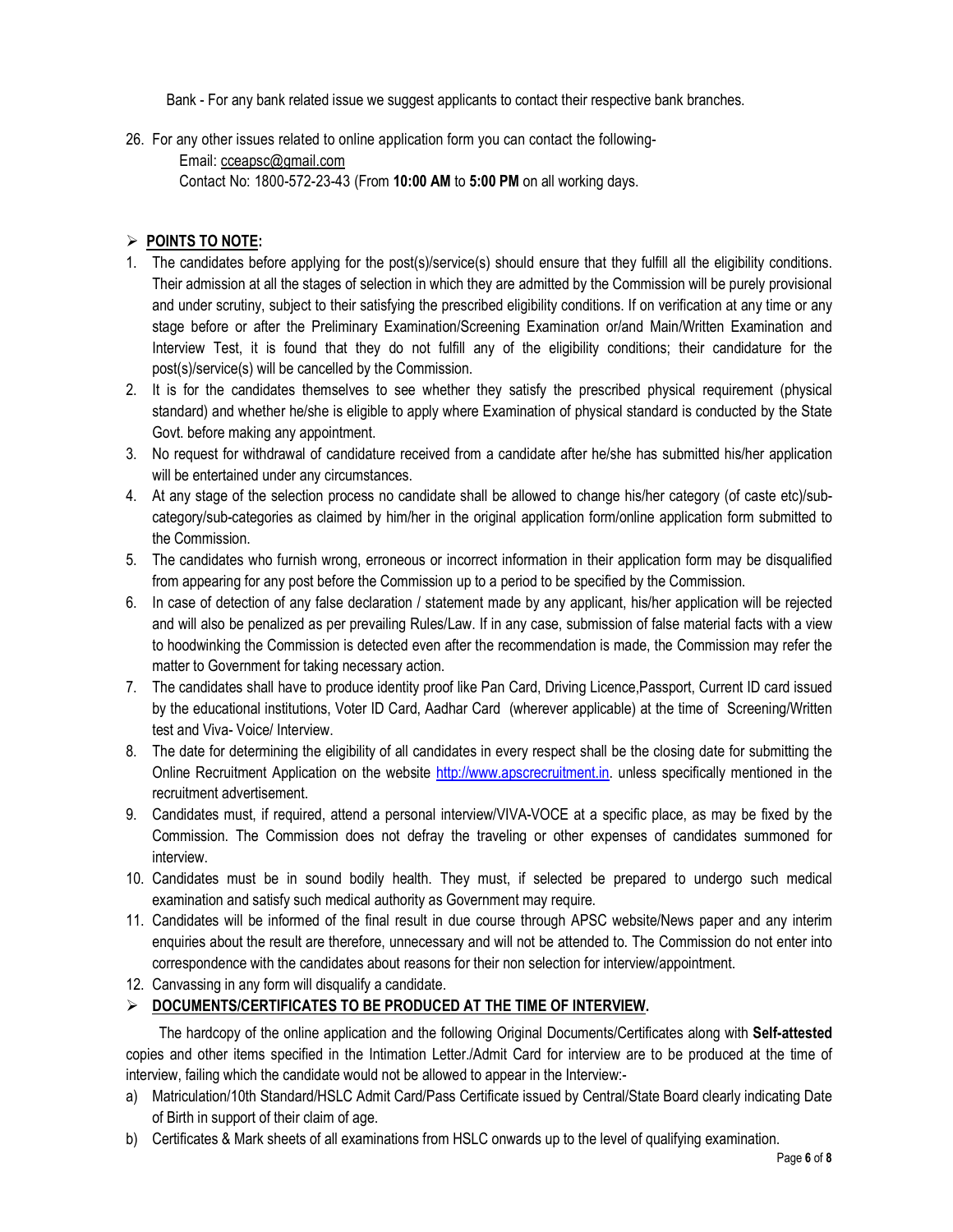Bank - For any bank related issue we suggest applicants to contact their respective bank branches.

26. For any other issues related to online application form you can contact the following-
    Email: cceapsc@gmail.com
    Contact No: 1800-572-23-43 (From **10:00 AM** to **5:00 PM** on all working days.

## ➢ POINTS TO NOTE:

1. The candidates before applying for the post(s)/service(s) should ensure that they fulfill all the eligibility conditions. Their admission at all the stages of selection in which they are admitted by the Commission will be purely provisional and under scrutiny, subject to their satisfying the prescribed eligibility conditions. If on verification at any time or any stage before or after the Preliminary Examination/Screening Examination or/and Main/Written Examination and Interview Test, it is found that they do not fulfill any of the eligibility conditions; their candidature for the post(s)/service(s) will be cancelled by the Commission.
2. It is for the candidates themselves to see whether they satisfy the prescribed physical requirement (physical standard) and whether he/she is eligible to apply where Examination of physical standard is conducted by the State Govt. before making any appointment.
3. No request for withdrawal of candidature received from a candidate after he/she has submitted his/her application will be entertained under any circumstances.
4. At any stage of the selection process no candidate shall be allowed to change his/her category (of caste etc)/sub-category/sub-categories as claimed by him/her in the original application form/online application form submitted to the Commission.
5. The candidates who furnish wrong, erroneous or incorrect information in their application form may be disqualified from appearing for any post before the Commission up to a period to be specified by the Commission.
6. In case of detection of any false declaration / statement made by any applicant, his/her application will be rejected and will also be penalized as per prevailing Rules/Law. If in any case, submission of false material facts with a view to hoodwinking the Commission is detected even after the recommendation is made, the Commission may refer the matter to Government for taking necessary action.
7. The candidates shall have to produce identity proof like Pan Card, Driving Licence,Passport, Current ID card issued by the educational institutions, Voter ID Card, Aadhar Card (wherever applicable) at the time of Screening/Written test and Viva- Voice/ Interview.
8. The date for determining the eligibility of all candidates in every respect shall be the closing date for submitting the Online Recruitment Application on the website http://www.apscrecruitment.in. unless specifically mentioned in the recruitment advertisement.
9. Candidates must, if required, attend a personal interview/VIVA-VOCE at a specific place, as may be fixed by the Commission. The Commission does not defray the traveling or other expenses of candidates summoned for interview.
10. Candidates must be in sound bodily health. They must, if selected be prepared to undergo such medical examination and satisfy such medical authority as Government may require.
11. Candidates will be informed of the final result in due course through APSC website/News paper and any interim enquiries about the result are therefore, unnecessary and will not be attended to. The Commission do not enter into correspondence with the candidates about reasons for their non selection for interview/appointment.
12. Canvassing in any form will disqualify a candidate.

## ➢ DOCUMENTS/CERTIFICATES TO BE PRODUCED AT THE TIME OF INTERVIEW.

The hardcopy of the online application and the following Original Documents/Certificates along with **Self-attested** copies and other items specified in the Intimation Letter./Admit Card for interview are to be produced at the time of interview, failing which the candidate would not be allowed to appear in the Interview:-

a) Matriculation/10th Standard/HSLC Admit Card/Pass Certificate issued by Central/State Board clearly indicating Date of Birth in support of their claim of age.
b) Certificates & Mark sheets of all examinations from HSLC onwards up to the level of qualifying examination.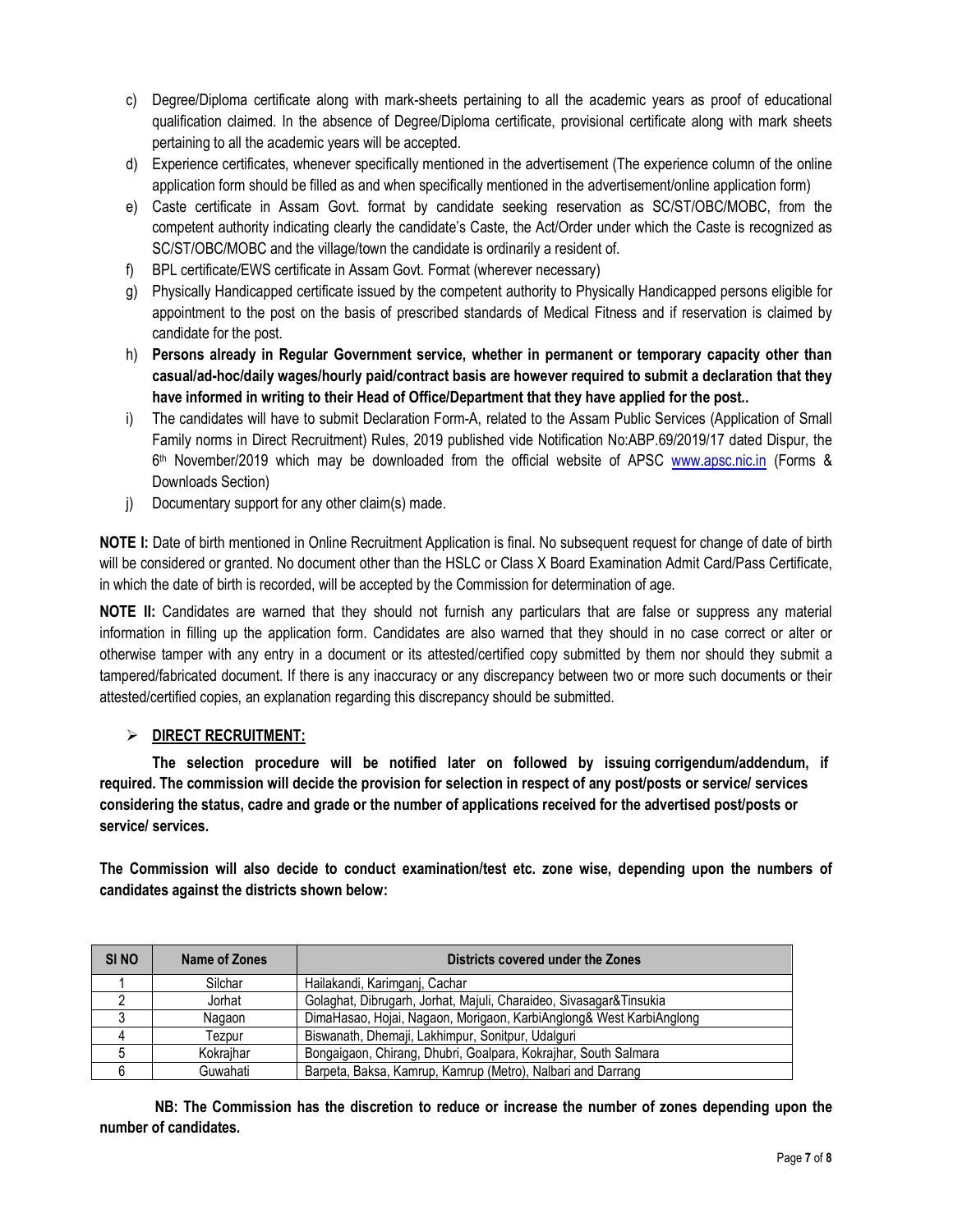c) Degree/Diploma certificate along with mark-sheets pertaining to all the academic years as proof of educational qualification claimed. In the absence of Degree/Diploma certificate, provisional certificate along with mark sheets pertaining to all the academic years will be accepted.

d) Experience certificates, whenever specifically mentioned in the advertisement (The experience column of the online application form should be filled as and when specifically mentioned in the advertisement/online application form)

e) Caste certificate in Assam Govt. format by candidate seeking reservation as SC/ST/OBC/MOBC, from the competent authority indicating clearly the candidate's Caste, the Act/Order under which the Caste is recognized as SC/ST/OBC/MOBC and the village/town the candidate is ordinarily a resident of.

f) BPL certificate/EWS certificate in Assam Govt. Format (wherever necessary)

g) Physically Handicapped certificate issued by the competent authority to Physically Handicapped persons eligible for appointment to the post on the basis of prescribed standards of Medical Fitness and if reservation is claimed by candidate for the post.

h) **Persons already in Regular Government service, whether in permanent or temporary capacity other than casual/ad-hoc/daily wages/hourly paid/contract basis are however required to submit a declaration that they have informed in writing to their Head of Office/Department that they have applied for the post..**

i) The candidates will have to submit Declaration Form-A, related to the Assam Public Services (Application of Small Family norms in Direct Recruitment) Rules, 2019 published vide Notification No:ABP.69/2019/17 dated Dispur, the 6th November/2019 which may be downloaded from the official website of APSC www.apsc.nic.in (Forms & Downloads Section)

j) Documentary support for any other claim(s) made.

**NOTE I:** Date of birth mentioned in Online Recruitment Application is final. No subsequent request for change of date of birth will be considered or granted. No document other than the HSLC or Class X Board Examination Admit Card/Pass Certificate, in which the date of birth is recorded, will be accepted by the Commission for determination of age.

**NOTE II:** Candidates are warned that they should not furnish any particulars that are false or suppress any material information in filling up the application form. Candidates are also warned that they should in no case correct or alter or otherwise tamper with any entry in a document or its attested/certified copy submitted by them nor should they submit a tampered/fabricated document. If there is any inaccuracy or any discrepancy between two or more such documents or their attested/certified copies, an explanation regarding this discrepancy should be submitted.

- **DIRECT RECRUITMENT:**

**The selection procedure will be notified later on followed by issuing corrigendum/addendum, if required. The commission will decide the provision for selection in respect of any post/posts or service/ services considering the status, cadre and grade or the number of applications received for the advertised post/posts or service/ services.**

**The Commission will also decide to conduct examination/test etc. zone wise, depending upon the numbers of candidates against the districts shown below:**

| Sl NO | Name of Zones | Districts covered under the Zones |
|---|---|---|
| 1 | Silchar | Hailakandi, Karimganj, Cachar |
| 2 | Jorhat | Golaghat, Dibrugarh, Jorhat, Majuli, Charaideo, Sivasagar&Tinsukia |
| 3 | Nagaon | DimaHasao, Hojai, Nagaon, Morigaon, KarbiAnglong& West KarbiAnglong |
| 4 | Tezpur | Biswanath, Dhemaji, Lakhimpur, Sonitpur, Udalguri |
| 5 | Kokrajhar | Bongaigaon, Chirang, Dhubri, Goalpara, Kokrajhar, South Salmara |
| 6 | Guwahati | Barpeta, Baksa, Kamrup, Kamrup (Metro), Nalbari and Darrang |

**NB: The Commission has the discretion to reduce or increase the number of zones depending upon the number of candidates.**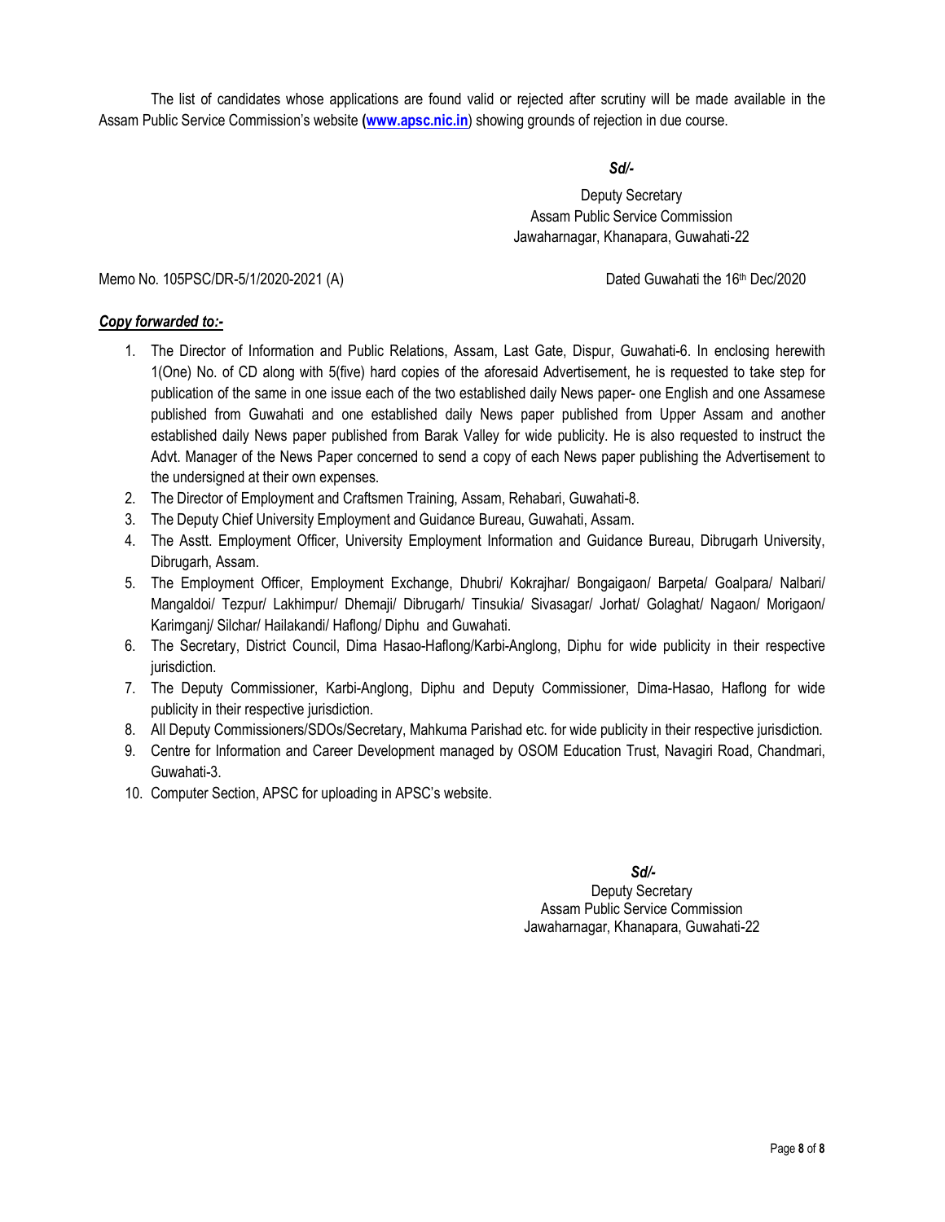The list of candidates whose applications are found valid or rejected after scrutiny will be made available in the Assam Public Service Commission's website **(www.apsc.nic.in)** showing grounds of rejection in due course.

***Sd/-***

Deputy Secretary
Assam Public Service Commission
Jawaharnagar, Khanapara, Guwahati-22

Memo No. 105PSC/DR-5/1/2020-2021 (A) Dated Guwahati the 16th Dec/2020

***Copy forwarded to:-***

1. The Director of Information and Public Relations, Assam, Last Gate, Dispur, Guwahati-6. In enclosing herewith 1(One) No. of CD along with 5(five) hard copies of the aforesaid Advertisement, he is requested to take step for publication of the same in one issue each of the two established daily News paper- one English and one Assamese published from Guwahati and one established daily News paper published from Upper Assam and another established daily News paper published from Barak Valley for wide publicity. He is also requested to instruct the Advt. Manager of the News Paper concerned to send a copy of each News paper publishing the Advertisement to the undersigned at their own expenses.
2. The Director of Employment and Craftsmen Training, Assam, Rehabari, Guwahati-8.
3. The Deputy Chief University Employment and Guidance Bureau, Guwahati, Assam.
4. The Asstt. Employment Officer, University Employment Information and Guidance Bureau, Dibrugarh University, Dibrugarh, Assam.
5. The Employment Officer, Employment Exchange, Dhubri/ Kokrajhar/ Bongaigaon/ Barpeta/ Goalpara/ Nalbari/ Mangaldoi/ Tezpur/ Lakhimpur/ Dhemaji/ Dibrugarh/ Tinsukia/ Sivasagar/ Jorhat/ Golaghat/ Nagaon/ Morigaon/ Karimganj/ Silchar/ Hailakandi/ Haflong/ Diphu and Guwahati.
6. The Secretary, District Council, Dima Hasao-Haflong/Karbi-Anglong, Diphu for wide publicity in their respective jurisdiction.
7. The Deputy Commissioner, Karbi-Anglong, Diphu and Deputy Commissioner, Dima-Hasao, Haflong for wide publicity in their respective jurisdiction.
8. All Deputy Commissioners/SDOs/Secretary, Mahkuma Parishad etc. for wide publicity in their respective jurisdiction.
9. Centre for Information and Career Development managed by OSOM Education Trust, Navagiri Road, Chandmari, Guwahati-3.
10. Computer Section, APSC for uploading in APSC's website.

***Sd/-***

Deputy Secretary
Assam Public Service Commission
Jawaharnagar, Khanapara, Guwahati-22